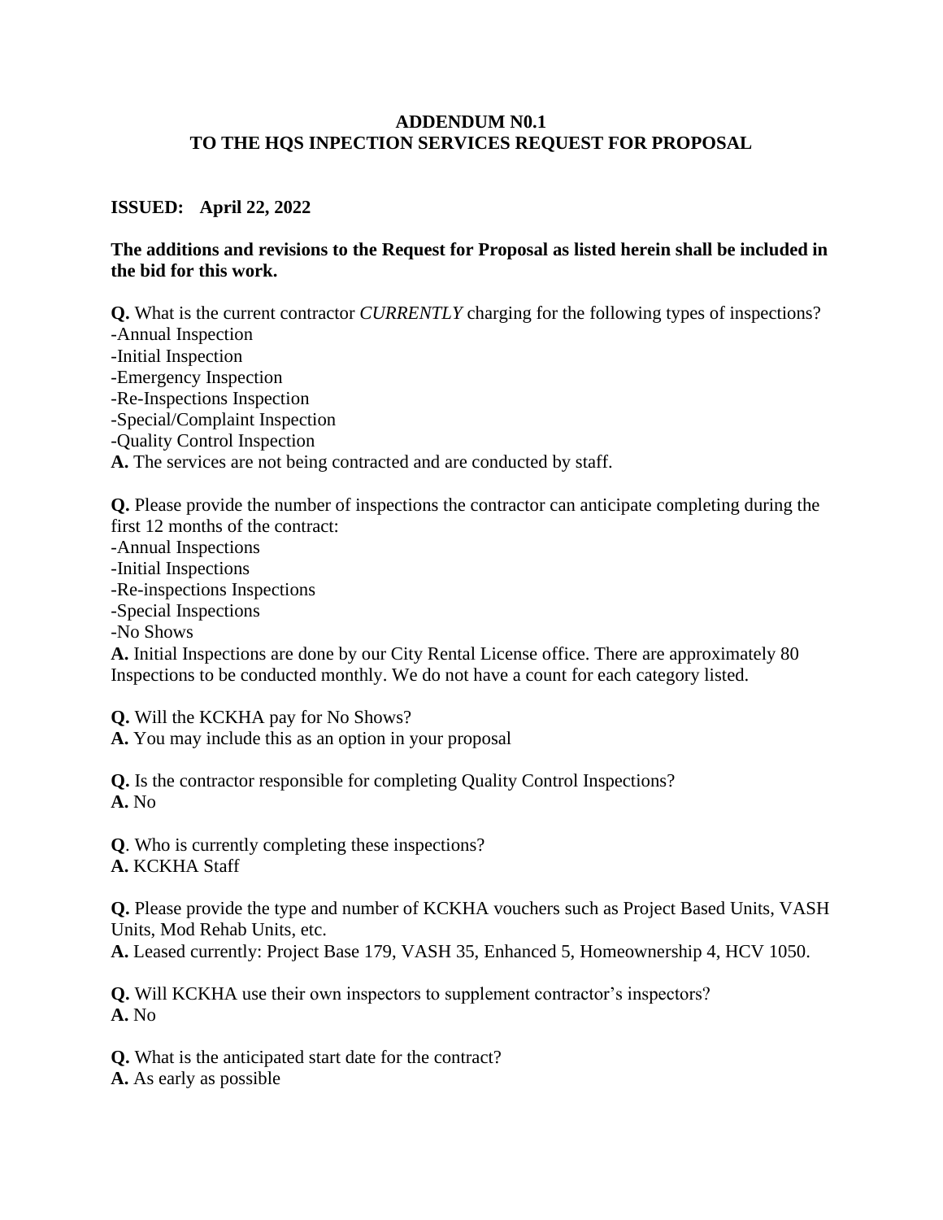**ADDENDUM N0.1**
**TO THE HQS INPECTION SERVICES REQUEST FOR PROPOSAL**

**ISSUED: April 22, 2022**

**The additions and revisions to the Request for Proposal as listed herein shall be included in the bid for this work.**

**Q.** What is the current contractor *CURRENTLY* charging for the following types of inspections?
-Annual Inspection
-Initial Inspection
-Emergency Inspection
-Re-Inspections Inspection
-Special/Complaint Inspection
-Quality Control Inspection
**A.** The services are not being contracted and are conducted by staff.

**Q.** Please provide the number of inspections the contractor can anticipate completing during the first 12 months of the contract:
-Annual Inspections
-Initial Inspections
-Re-inspections Inspections
-Special Inspections
-No Shows
**A.** Initial Inspections are done by our City Rental License office. There are approximately 80 Inspections to be conducted monthly. We do not have a count for each category listed.

**Q.** Will the KCKHA pay for No Shows?
**A.** You may include this as an option in your proposal

**Q.** Is the contractor responsible for completing Quality Control Inspections?
**A.** No

**Q**. Who is currently completing these inspections?
**A.** KCKHA Staff

**Q.** Please provide the type and number of KCKHA vouchers such as Project Based Units, VASH Units, Mod Rehab Units, etc.
**A.** Leased currently: Project Base 179, VASH 35, Enhanced 5, Homeownership 4, HCV 1050.

**Q.** Will KCKHA use their own inspectors to supplement contractor's inspectors?
**A.** No

**Q.** What is the anticipated start date for the contract?
**A.** As early as possible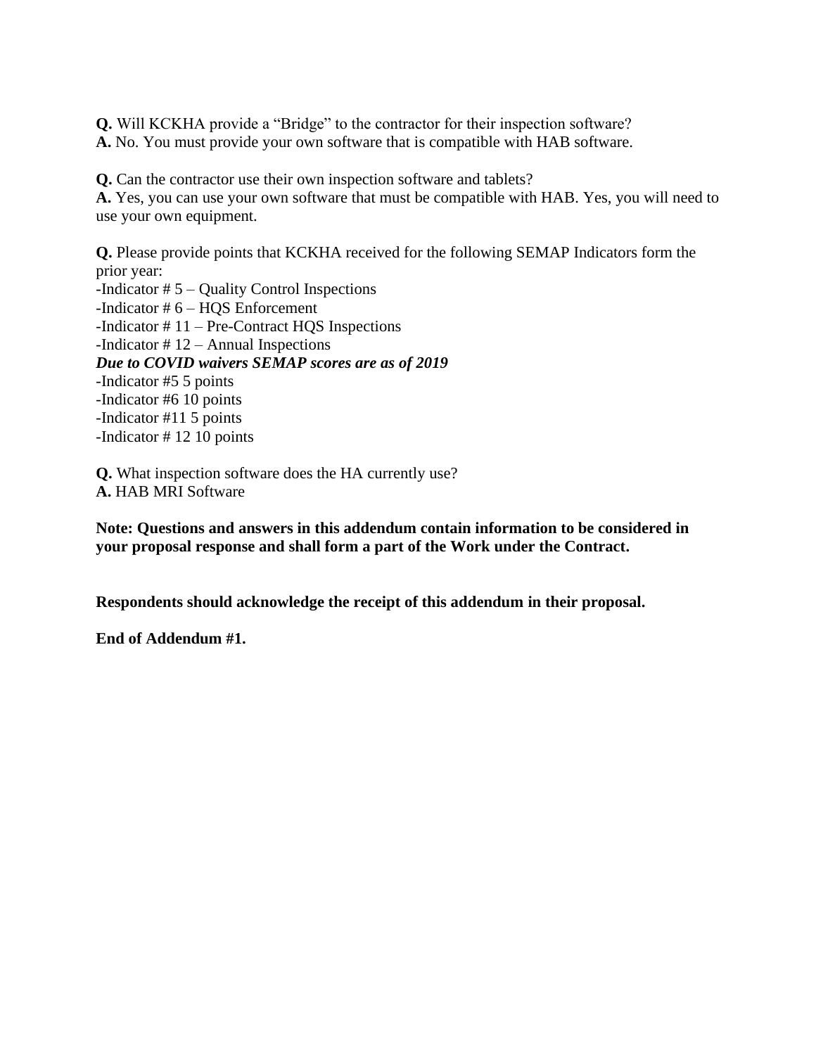**Q.** Will KCKHA provide a "Bridge" to the contractor for their inspection software?
**A.** No. You must provide your own software that is compatible with HAB software.

**Q.** Can the contractor use their own inspection software and tablets?
**A.** Yes, you can use your own software that must be compatible with HAB. Yes, you will need to use your own equipment.

**Q.** Please provide points that KCKHA received for the following SEMAP Indicators form the prior year:
-Indicator # 5 – Quality Control Inspections
-Indicator # 6 – HQS Enforcement
-Indicator # 11 – Pre-Contract HQS Inspections
-Indicator # 12 – Annual Inspections
***Due to COVID waivers SEMAP scores are as of 2019***
-Indicator #5 5 points
-Indicator #6 10 points
-Indicator #11 5 points
-Indicator # 12 10 points

**Q.** What inspection software does the HA currently use?
**A.** HAB MRI Software

**Note: Questions and answers in this addendum contain information to be considered in your proposal response and shall form a part of the Work under the Contract.**

**Respondents should acknowledge the receipt of this addendum in their proposal.**

**End of Addendum #1.**